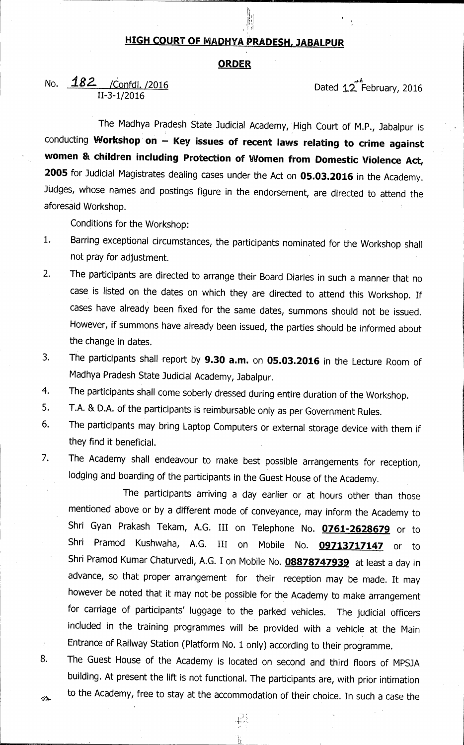# HIGH COURT OF MADHYA PRADESH, JABALPUR

## ORDER

No. 182 /Confdl. /2016
II-3-1/2016

Dated 12th February, 2016

The Madhya Pradesh State Judicial Academy, High Court of M.P., Jabalpur is conducting **Workshop on – Key issues of recent laws relating to crime against women & children including Protection of Women from Domestic Violence Act, 2005** for Judicial Magistrates dealing cases under the Act on **05.03.2016** in the Academy. Judges, whose names and postings figure in the endorsement, are directed to attend the aforesaid Workshop.

Conditions for the Workshop:

1. Barring exceptional circumstances, the participants nominated for the Workshop shall not pray for adjustment.
2. The participants are directed to arrange their Board Diaries in such a manner that no case is listed on the dates on which they are directed to attend this Workshop. If cases have already been fixed for the same dates, summons should not be issued. However, if summons have already been issued, the parties should be informed about the change in dates.
3. The participants shall report by **9.30 a.m.** on **05.03.2016** in the Lecture Room of Madhya Pradesh State Judicial Academy, Jabalpur.
4. The participants shall come soberly dressed during entire duration of the Workshop.
5. T.A. & D.A. of the participants is reimbursable only as per Government Rules.
6. The participants may bring Laptop Computers or external storage device with them if they find it beneficial.
7. The Academy shall endeavour to make best possible arrangements for reception, lodging and boarding of the participants in the Guest House of the Academy.

   The participants arriving a day earlier or at hours other than those mentioned above or by a different mode of conveyance, may inform the Academy to Shri Gyan Prakash Tekam, A.G. III on Telephone No. **0761-2628679** or to Shri Pramod Kushwaha, A.G. III on Mobile No. **09713717147** or to Shri Pramod Kumar Chaturvedi, A.G. I on Mobile No. **08878747939** at least a day in advance, so that proper arrangement for their reception may be made. It may however be noted that it may not be possible for the Academy to make arrangement for carriage of participants' luggage to the parked vehicles. The judicial officers included in the training programmes will be provided with a vehicle at the Main Entrance of Railway Station (Platform No. 1 only) according to their programme.
8. The Guest House of the Academy is located on second and third floors of MPSJA building. At present the lift is not functional. The participants are, with prior intimation to the Academy, free to stay at the accommodation of their choice. In such a case the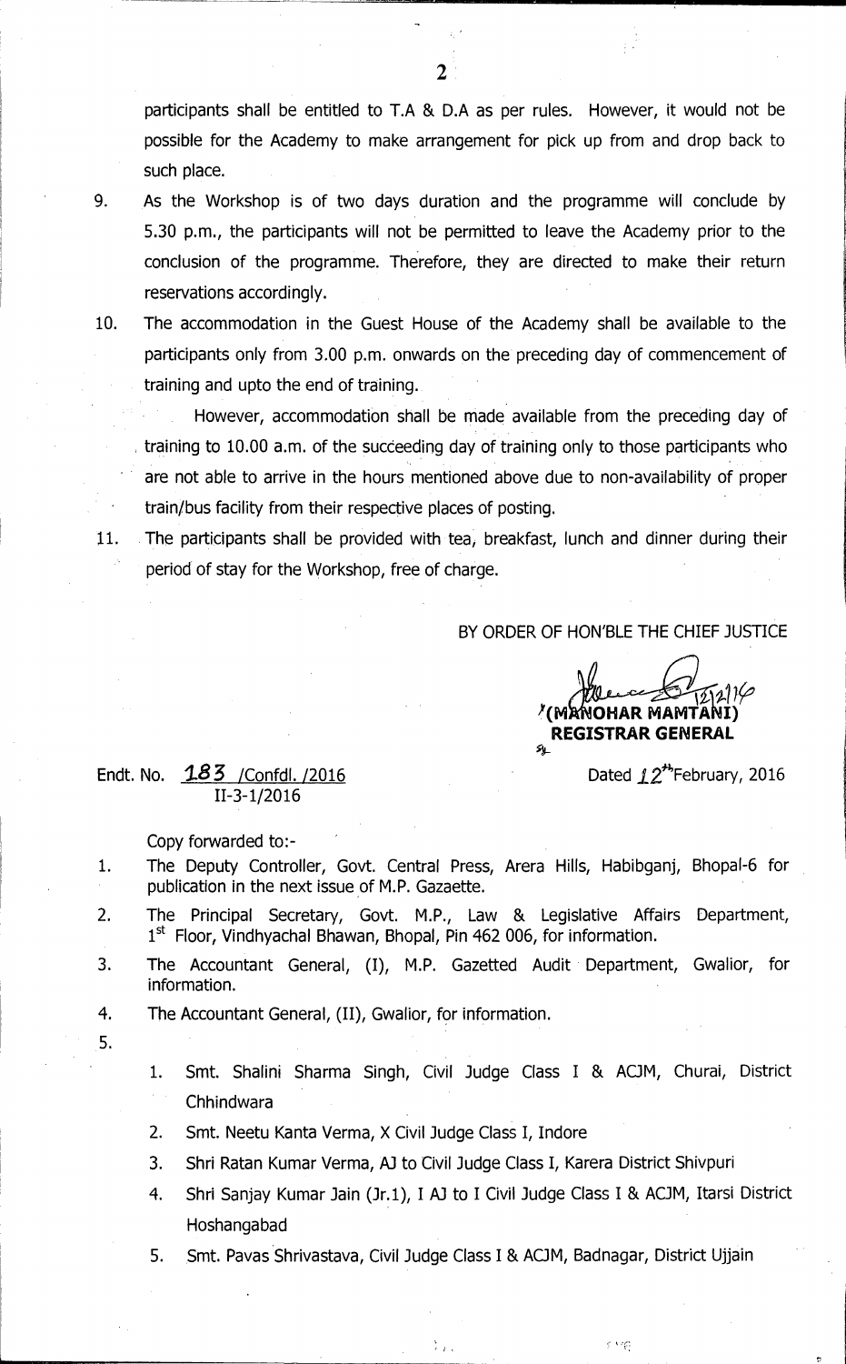participants shall be entitled to T.A & D.A as per rules. However, it would not be possible for the Academy to make arrangement for pick up from and drop back to such place.

9. As the Workshop is of two days duration and the programme will conclude by 5.30 p.m., the participants will not be permitted to leave the Academy prior to the conclusion of the programme. Therefore, they are directed to make their return reservations accordingly.

10. The accommodation in the Guest House of the Academy shall be available to the participants only from 3.00 p.m. onwards on the preceding day of commencement of training and upto the end of training.

    However, accommodation shall be made available from the preceding day of training to 10.00 a.m. of the succeeding day of training only to those participants who are not able to arrive in the hours mentioned above due to non-availability of proper train/bus facility from their respective places of posting.

11. The participants shall be provided with tea, breakfast, lunch and dinner during their period of stay for the Workshop, free of charge.

BY ORDER OF HON'BLE THE CHIEF JUSTICE

12/2/16

**(MANOHAR MAMTANI)**
**REGISTRAR GENERAL**

Endt. No. 183 /Confdl. /2016
II-3-1/2016

Dated 12th February, 2016

Copy forwarded to:-

1. The Deputy Controller, Govt. Central Press, Arera Hills, Habibganj, Bhopal-6 for publication in the next issue of M.P. Gazaette.
2. The Principal Secretary, Govt. M.P., Law & Legislative Affairs Department, 1st Floor, Vindhyachal Bhawan, Bhopal, Pin 462 006, for information.
3. The Accountant General, (I), M.P. Gazetted Audit Department, Gwalior, for information.
4. The Accountant General, (II), Gwalior, for information.
5.
   1. Smt. Shalini Sharma Singh, Civil Judge Class I & ACJM, Churai, District Chhindwara
   2. Smt. Neetu Kanta Verma, X Civil Judge Class I, Indore
   3. Shri Ratan Kumar Verma, AJ to Civil Judge Class I, Karera District Shivpuri
   4. Shri Sanjay Kumar Jain (Jr.1), I AJ to I Civil Judge Class I & ACJM, Itarsi District Hoshangabad
   5. Smt. Pavas Shrivastava, Civil Judge Class I & ACJM, Badnagar, District Ujjain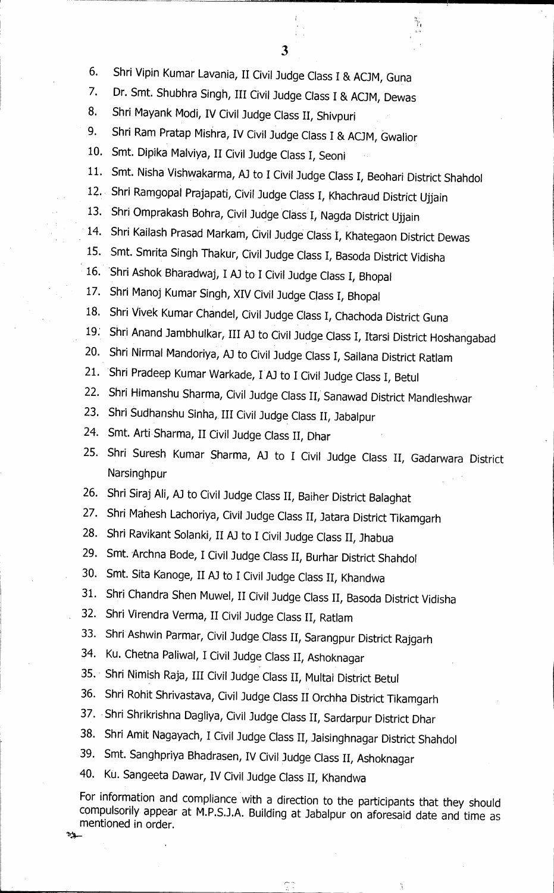6. Shri Vipin Kumar Lavania, II Civil Judge Class I & ACJM, Guna
7. Dr. Smt. Shubhra Singh, III Civil Judge Class I & ACJM, Dewas
8. Shri Mayank Modi, IV Civil Judge Class II, Shivpuri
9. Shri Ram Pratap Mishra, IV Civil Judge Class I & ACJM, Gwalior
10. Smt. Dipika Malviya, II Civil Judge Class I, Seoni
11. Smt. Nisha Vishwakarma, AJ to I Civil Judge Class I, Beohari District Shahdol
12. Shri Ramgopal Prajapati, Civil Judge Class I, Khachraud District Ujjain
13. Shri Omprakash Bohra, Civil Judge Class I, Nagda District Ujjain
14. Shri Kailash Prasad Markam, Civil Judge Class I, Khategaon District Dewas
15. Smt. Smrita Singh Thakur, Civil Judge Class I, Basoda District Vidisha
16. Shri Ashok Bharadwaj, I AJ to I Civil Judge Class I, Bhopal
17. Shri Manoj Kumar Singh, XIV Civil Judge Class I, Bhopal
18. Shri Vivek Kumar Chandel, Civil Judge Class I, Chachoda District Guna
19. Shri Anand Jambhulkar, III AJ to Civil Judge Class I, Itarsi District Hoshangabad
20. Shri Nirmal Mandoriya, AJ to Civil Judge Class I, Sailana District Ratlam
21. Shri Pradeep Kumar Warkade, I AJ to I Civil Judge Class I, Betul
22. Shri Himanshu Sharma, Civil Judge Class II, Sanawad District Mandleshwar
23. Shri Sudhanshu Sinha, III Civil Judge Class II, Jabalpur
24. Smt. Arti Sharma, II Civil Judge Class II, Dhar
25. Shri Suresh Kumar Sharma, AJ to I Civil Judge Class II, Gadarwara District Narsinghpur
26. Shri Siraj Ali, AJ to Civil Judge Class II, Baiher District Balaghat
27. Shri Mahesh Lachoriya, Civil Judge Class II, Jatara District Tikamgarh
28. Shri Ravikant Solanki, II AJ to I Civil Judge Class II, Jhabua
29. Smt. Archna Bode, I Civil Judge Class II, Burhar District Shahdol
30. Smt. Sita Kanoge, II AJ to I Civil Judge Class II, Khandwa
31. Shri Chandra Shen Muwel, II Civil Judge Class II, Basoda District Vidisha
32. Shri Virendra Verma, II Civil Judge Class II, Ratlam
33. Shri Ashwin Parmar, Civil Judge Class II, Sarangpur District Rajgarh
34. Ku. Chetna Paliwal, I Civil Judge Class II, Ashoknagar
35. Shri Nimish Raja, III Civil Judge Class II, Multai District Betul
36. Shri Rohit Shrivastava, Civil Judge Class II Orchha District Tikamgarh
37. Shri Shrikrishna Dagliya, Civil Judge Class II, Sardarpur District Dhar
38. Shri Amit Nagayach, I Civil Judge Class II, Jaisinghnagar District Shahdol
39. Smt. Sanghpriya Bhadrasen, IV Civil Judge Class II, Ashoknagar
40. Ku. Sangeeta Dawar, IV Civil Judge Class II, Khandwa

For information and compliance with a direction to the participants that they should compulsorily appear at M.P.S.J.A. Building at Jabalpur on aforesaid date and time as mentioned in order.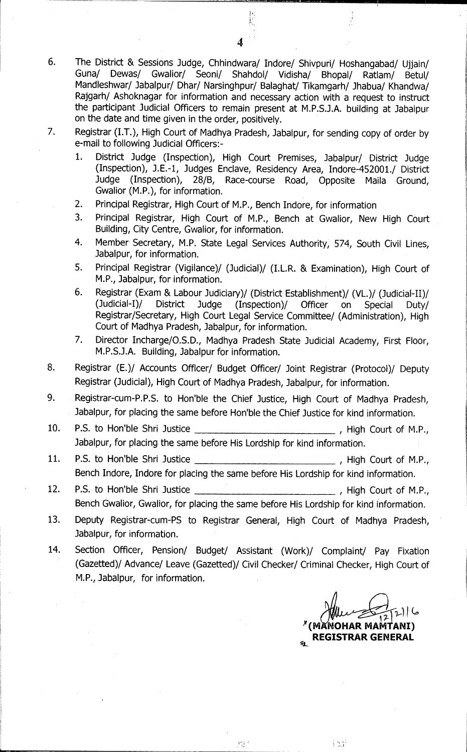6. The District & Sessions Judge, Chhindwara/ Indore/ Shivpuri/ Hoshangabad/ Ujjain/ Guna/ Dewas/ Gwalior/ Seoni/ Shahdol/ Vidisha/ Bhopal/ Ratlam/ Betul/ Mandleshwar/ Jabalpur/ Dhar/ Narsinghpur/ Balaghat/ Tikamgarh/ Jhabua/ Khandwa/ Rajgarh/ Ashoknagar for information and necessary action with a request to instruct the participant Judicial Officers to remain present at M.P.S.J.A. building at Jabalpur on the date and time given in the order, positively.

7. Registrar (I.T.), High Court of Madhya Pradesh, Jabalpur, for sending copy of order by e-mail to following Judicial Officers:-
   1. District Judge (Inspection), High Court Premises, Jabalpur/ District Judge (Inspection), J.E.-1, Judges Enclave, Residency Area, Indore-452001./ District Judge (Inspection), 28/B, Race-course Road, Opposite Maila Ground, Gwalior (M.P.), for information.
   2. Principal Registrar, High Court of M.P., Bench Indore, for information
   3. Principal Registrar, High Court of M.P., Bench at Gwalior, New High Court Building, City Centre, Gwalior, for information.
   4. Member Secretary, M.P. State Legal Services Authority, 574, South Civil Lines, Jabalpur, for information.
   5. Principal Registrar (Vigilance)/ (Judicial)/ (I.L.R. & Examination), High Court of M.P., Jabalpur, for information.
   6. Registrar (Exam & Labour Judiciary)/ (District Establishment)/ (VL.)/ (Judicial-II)/ (Judicial-I)/ District Judge (Inspection)/ Officer on Special Duty/ Registrar/Secretary, High Court Legal Service Committee/ (Administration), High Court of Madhya Pradesh, Jabalpur, for information.
   7. Director Incharge/O.S.D., Madhya Pradesh State Judicial Academy, First Floor, M.P.S.J.A. Building, Jabalpur for information.

8. Registrar (E.)/ Accounts Officer/ Budget Officer/ Joint Registrar (Protocol)/ Deputy Registrar (Judicial), High Court of Madhya Pradesh, Jabalpur, for information.

9. Registrar-cum-P.P.S. to Hon'ble the Chief Justice, High Court of Madhya Pradesh, Jabalpur, for placing the same before Hon'ble the Chief Justice for kind information.

10. P.S. to Hon'ble Shri Justice ____________________________ , High Court of M.P., Jabalpur, for placing the same before His Lordship for kind information.

11. P.S. to Hon'ble Shri Justice ____________________________ , High Court of M.P., Bench Indore, Indore for placing the same before His Lordship for kind information.

12. P.S. to Hon'ble Shri Justice ____________________________ , High Court of M.P., Bench Gwalior, Gwalior, for placing the same before His Lordship for kind information.

13. Deputy Registrar-cum-PS to Registrar General, High Court of Madhya Pradesh, Jabalpur, for information.

14. Section Officer, Pension/ Budget/ Assistant (Work)/ Complaint/ Pay Fixation (Gazetted)/ Advance/ Leave (Gazetted)/ Civil Checker/ Criminal Checker, High Court of M.P., Jabalpur, for information.

12/2/16

**(MANOHAR MAMTANI)**
**REGISTRAR GENERAL**